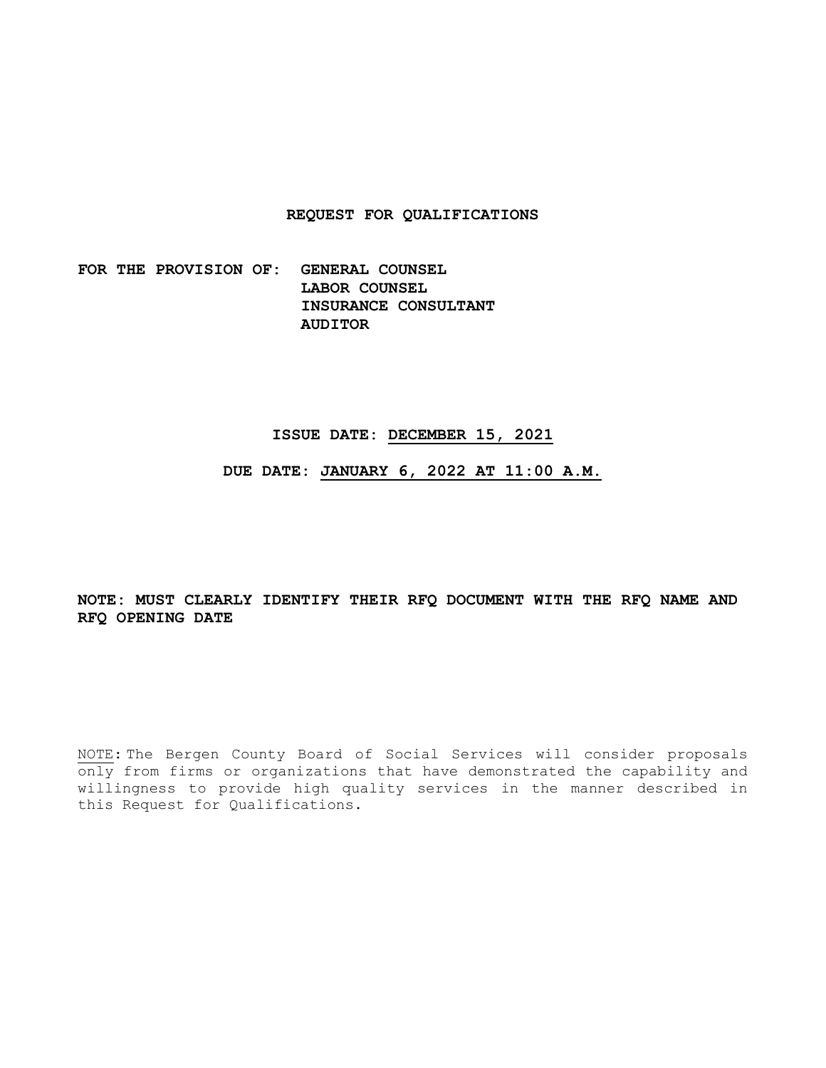# REQUEST FOR QUALIFICATIONS

**FOR THE PROVISION OF: GENERAL COUNSEL**
**LABOR COUNSEL**
**INSURANCE CONSULTANT**
**AUDITOR**

**ISSUE DATE: DECEMBER 15, 2021**

**DUE DATE: JANUARY 6, 2022 AT 11:00 A.M.**

**NOTE: MUST CLEARLY IDENTIFY THEIR RFQ DOCUMENT WITH THE RFQ NAME AND RFQ OPENING DATE**

NOTE: The Bergen County Board of Social Services will consider proposals only from firms or organizations that have demonstrated the capability and willingness to provide high quality services in the manner described in this Request for Qualifications.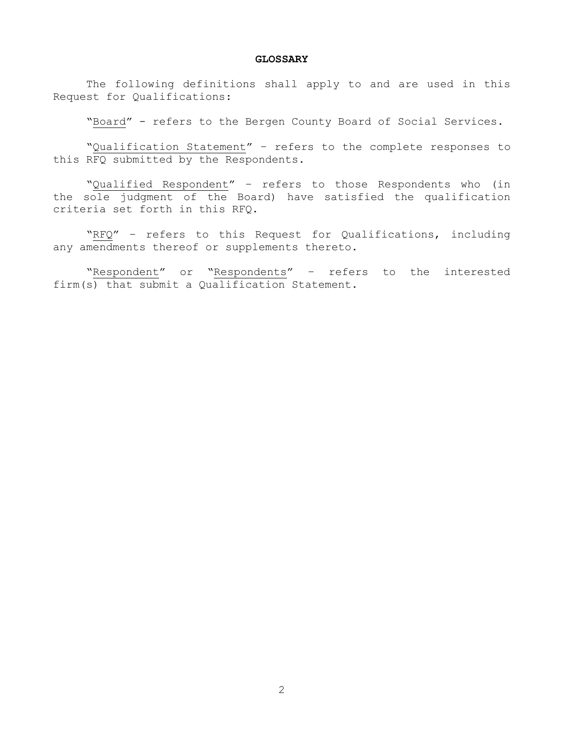**GLOSSARY**

The following definitions shall apply to and are used in this Request for Qualifications:

"<u>Board</u>" - refers to the Bergen County Board of Social Services.

"<u>Qualification Statement</u>" – refers to the complete responses to this RFQ submitted by the Respondents.

"<u>Qualified Respondent</u>" – refers to those Respondents who (in the sole judgment of the Board) have satisfied the qualification criteria set forth in this RFQ.

"<u>RFQ</u>" – refers to this Request for Qualifications, including any amendments thereof or supplements thereto.

"<u>Respondent</u>" or "<u>Respondents</u>" – refers to the interested firm(s) that submit a Qualification Statement.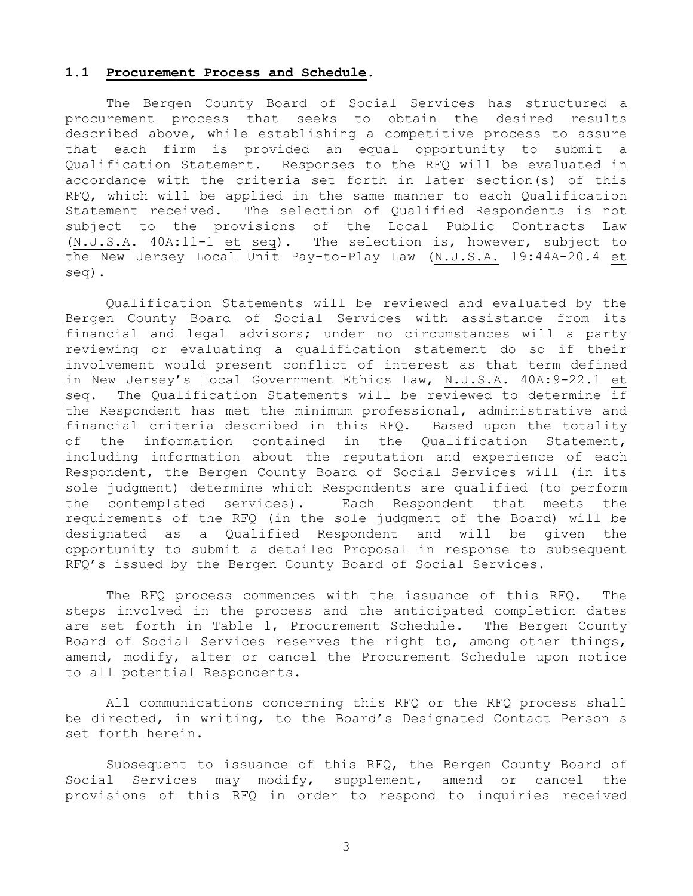## 1.1 Procurement Process and Schedule.

The Bergen County Board of Social Services has structured a procurement process that seeks to obtain the desired results described above, while establishing a competitive process to assure that each firm is provided an equal opportunity to submit a Qualification Statement. Responses to the RFQ will be evaluated in accordance with the criteria set forth in later section(s) of this RFQ, which will be applied in the same manner to each Qualification Statement received. The selection of Qualified Respondents is not subject to the provisions of the Local Public Contracts Law (N.J.S.A. 40A:11-1 et seq). The selection is, however, subject to the New Jersey Local Unit Pay-to-Play Law (N.J.S.A. 19:44A-20.4 et seq).

Qualification Statements will be reviewed and evaluated by the Bergen County Board of Social Services with assistance from its financial and legal advisors; under no circumstances will a party reviewing or evaluating a qualification statement do so if their involvement would present conflict of interest as that term defined in New Jersey's Local Government Ethics Law, N.J.S.A. 40A:9-22.1 et seq. The Qualification Statements will be reviewed to determine if the Respondent has met the minimum professional, administrative and financial criteria described in this RFQ. Based upon the totality of the information contained in the Qualification Statement, including information about the reputation and experience of each Respondent, the Bergen County Board of Social Services will (in its sole judgment) determine which Respondents are qualified (to perform the contemplated services). Each Respondent that meets the requirements of the RFQ (in the sole judgment of the Board) will be designated as a Qualified Respondent and will be given the opportunity to submit a detailed Proposal in response to subsequent RFQ's issued by the Bergen County Board of Social Services.

The RFQ process commences with the issuance of this RFQ. The steps involved in the process and the anticipated completion dates are set forth in Table 1, Procurement Schedule. The Bergen County Board of Social Services reserves the right to, among other things, amend, modify, alter or cancel the Procurement Schedule upon notice to all potential Respondents.

All communications concerning this RFQ or the RFQ process shall be directed, in writing, to the Board's Designated Contact Person s set forth herein.

Subsequent to issuance of this RFQ, the Bergen County Board of Social Services may modify, supplement, amend or cancel the provisions of this RFQ in order to respond to inquiries received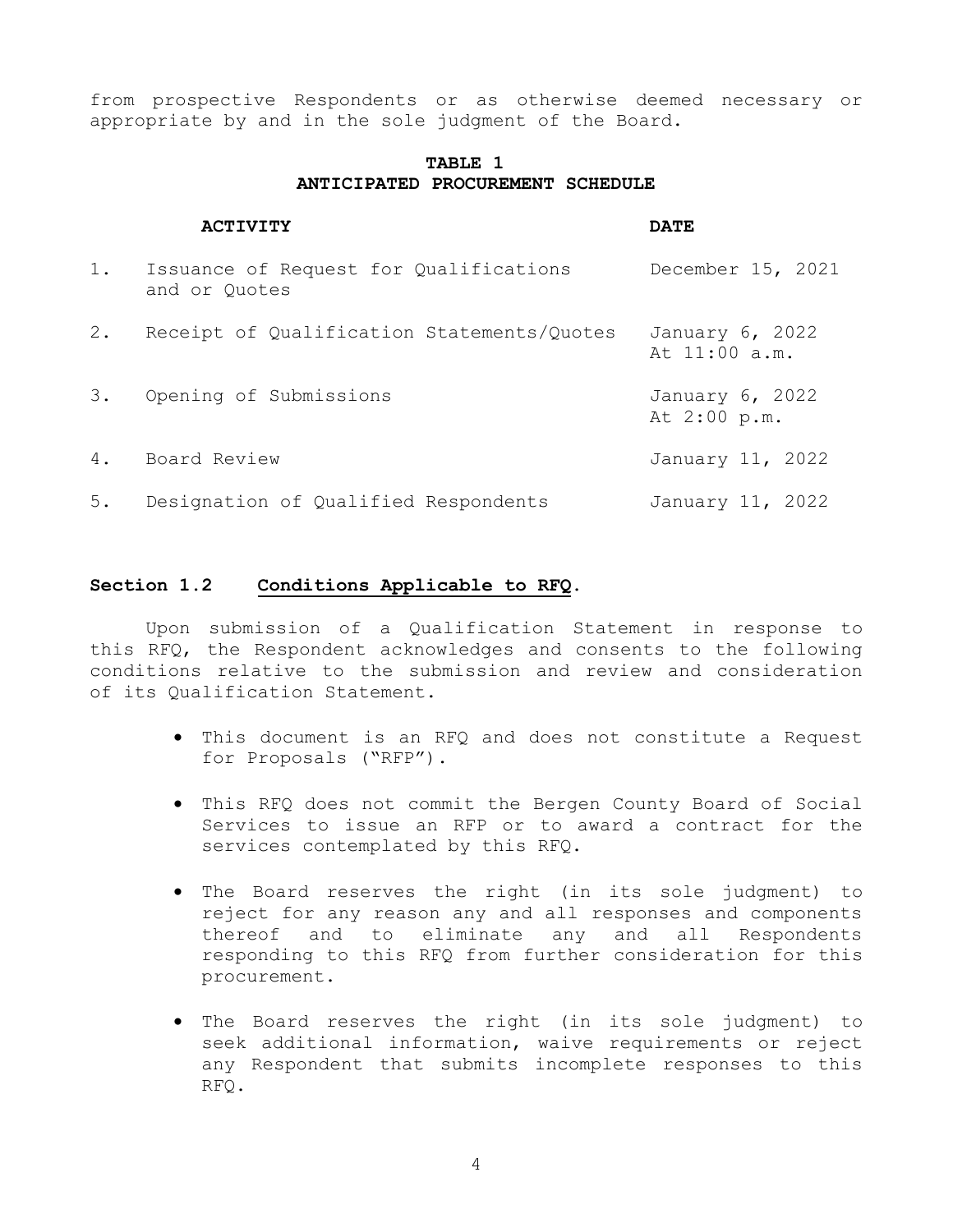from prospective Respondents or as otherwise deemed necessary or appropriate by and in the sole judgment of the Board.

**TABLE 1**
**ANTICIPATED PROCUREMENT SCHEDULE**

| | ACTIVITY | DATE |
|---|---|---|
| 1. | Issuance of Request for Qualifications and or Quotes | December 15, 2021 |
| 2. | Receipt of Qualification Statements/Quotes | January 6, 2022 At 11:00 a.m. |
| 3. | Opening of Submissions | January 6, 2022 At 2:00 p.m. |
| 4. | Board Review | January 11, 2022 |
| 5. | Designation of Qualified Respondents | January 11, 2022 |

### Section 1.2 Conditions Applicable to RFQ.

Upon submission of a Qualification Statement in response to this RFQ, the Respondent acknowledges and consents to the following conditions relative to the submission and review and consideration of its Qualification Statement.

- This document is an RFQ and does not constitute a Request for Proposals ("RFP").
- This RFQ does not commit the Bergen County Board of Social Services to issue an RFP or to award a contract for the services contemplated by this RFQ.
- The Board reserves the right (in its sole judgment) to reject for any reason any and all responses and components thereof and to eliminate any and all Respondents responding to this RFQ from further consideration for this procurement.
- The Board reserves the right (in its sole judgment) to seek additional information, waive requirements or reject any Respondent that submits incomplete responses to this RFQ.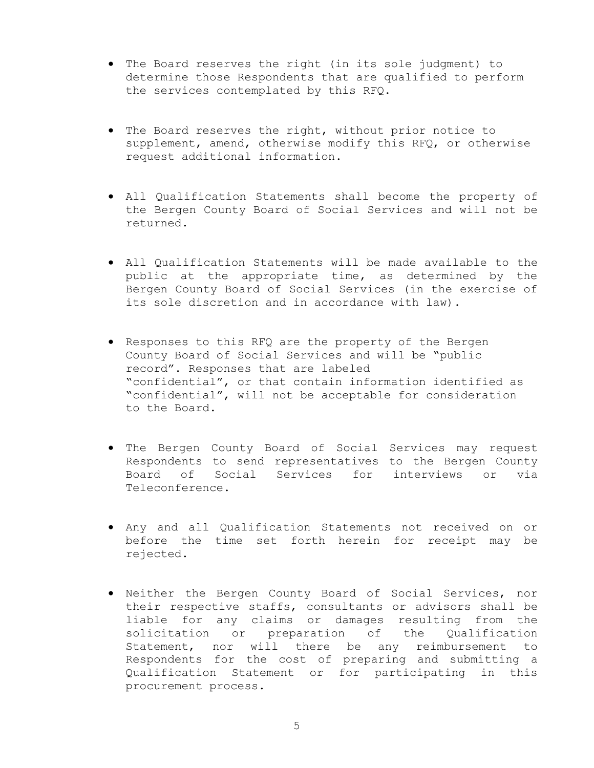- The Board reserves the right (in its sole judgment) to determine those Respondents that are qualified to perform the services contemplated by this RFQ.

- The Board reserves the right, without prior notice to supplement, amend, otherwise modify this RFQ, or otherwise request additional information.

- All Qualification Statements shall become the property of the Bergen County Board of Social Services and will not be returned.

- All Qualification Statements will be made available to the public at the appropriate time, as determined by the Bergen County Board of Social Services (in the exercise of its sole discretion and in accordance with law).

- Responses to this RFQ are the property of the Bergen County Board of Social Services and will be "public record". Responses that are labeled "confidential", or that contain information identified as "confidential", will not be acceptable for consideration to the Board.

- The Bergen County Board of Social Services may request Respondents to send representatives to the Bergen County Board of Social Services for interviews or via Teleconference.

- Any and all Qualification Statements not received on or before the time set forth herein for receipt may be rejected.

- Neither the Bergen County Board of Social Services, nor their respective staffs, consultants or advisors shall be liable for any claims or damages resulting from the solicitation or preparation of the Qualification Statement, nor will there be any reimbursement to Respondents for the cost of preparing and submitting a Qualification Statement or for participating in this procurement process.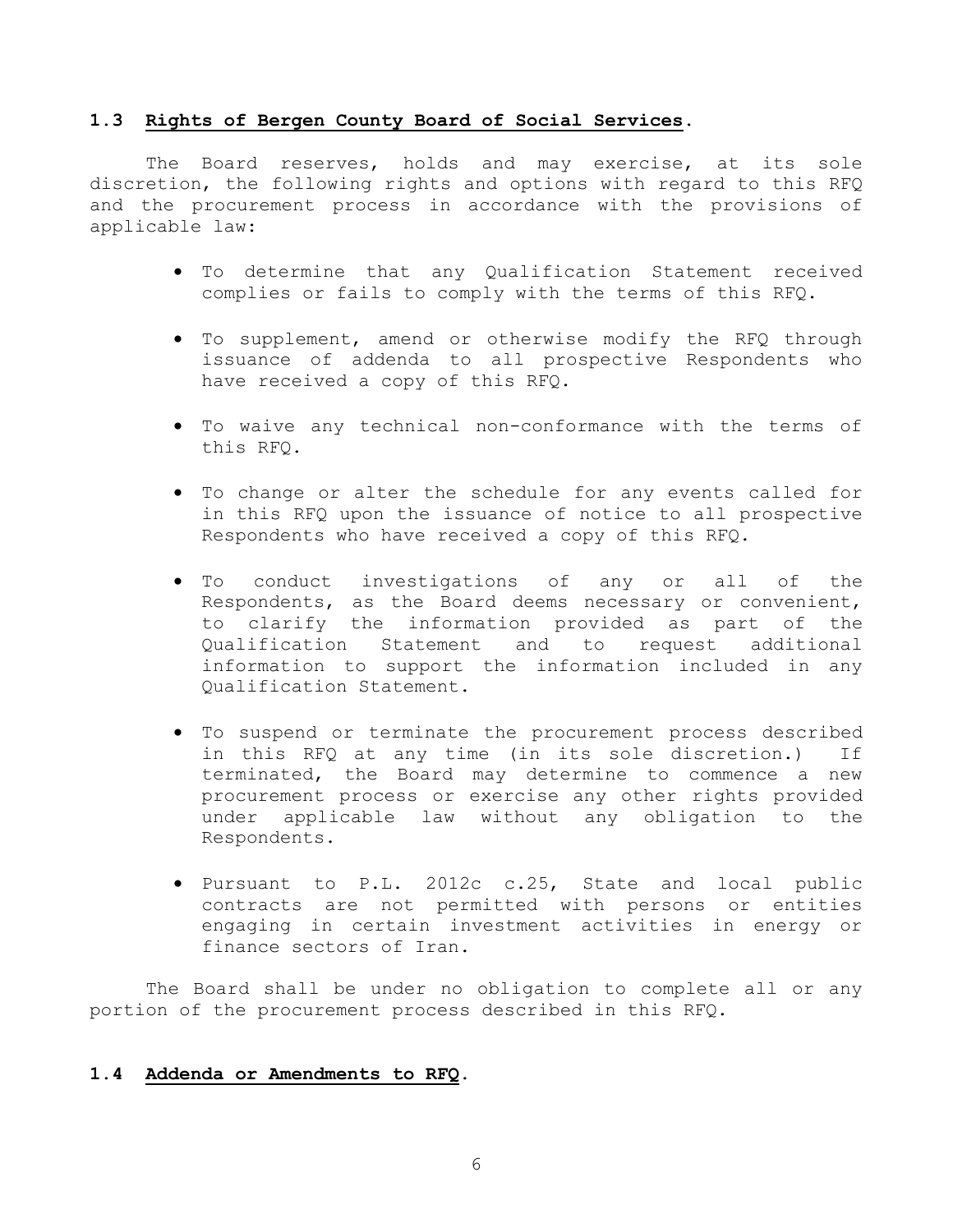### 1.3 **Rights of Bergen County Board of Social Services**.

The Board reserves, holds and may exercise, at its sole discretion, the following rights and options with regard to this RFQ and the procurement process in accordance with the provisions of applicable law:

- To determine that any Qualification Statement received complies or fails to comply with the terms of this RFQ.
- To supplement, amend or otherwise modify the RFQ through issuance of addenda to all prospective Respondents who have received a copy of this RFQ.
- To waive any technical non-conformance with the terms of this RFQ.
- To change or alter the schedule for any events called for in this RFQ upon the issuance of notice to all prospective Respondents who have received a copy of this RFQ.
- To conduct investigations of any or all of the Respondents, as the Board deems necessary or convenient, to clarify the information provided as part of the Qualification Statement and to request additional information to support the information included in any Qualification Statement.
- To suspend or terminate the procurement process described in this RFQ at any time (in its sole discretion.) If terminated, the Board may determine to commence a new procurement process or exercise any other rights provided under applicable law without any obligation to the Respondents.
- Pursuant to P.L. 2012c c.25, State and local public contracts are not permitted with persons or entities engaging in certain investment activities in energy or finance sectors of Iran.

The Board shall be under no obligation to complete all or any portion of the procurement process described in this RFQ.

### 1.4 **Addenda or Amendments to RFQ**.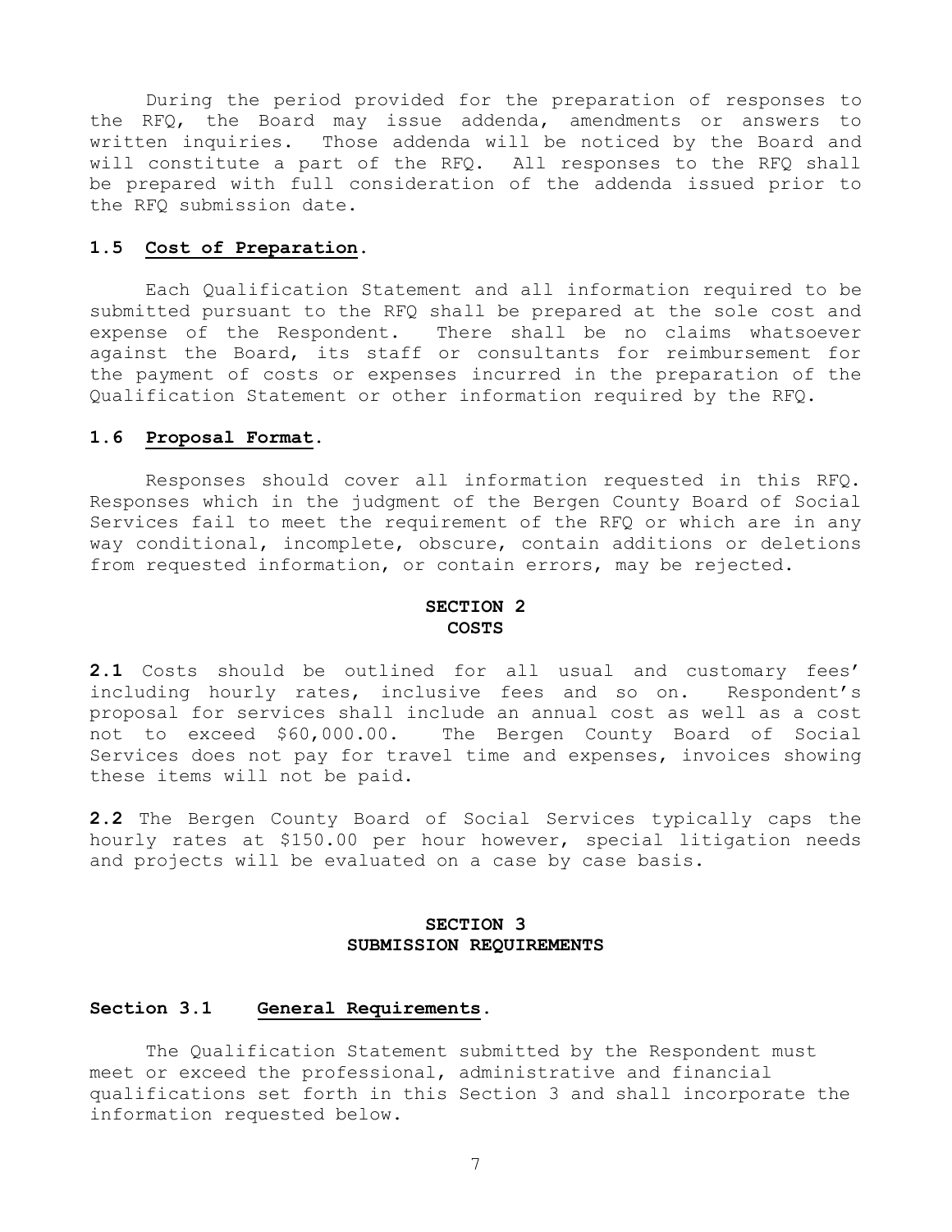During the period provided for the preparation of responses to the RFQ, the Board may issue addenda, amendments or answers to written inquiries. Those addenda will be noticed by the Board and will constitute a part of the RFQ. All responses to the RFQ shall be prepared with full consideration of the addenda issued prior to the RFQ submission date.

### 1.5 Cost of Preparation.

Each Qualification Statement and all information required to be submitted pursuant to the RFQ shall be prepared at the sole cost and expense of the Respondent. There shall be no claims whatsoever against the Board, its staff or consultants for reimbursement for the payment of costs or expenses incurred in the preparation of the Qualification Statement or other information required by the RFQ.

### 1.6 Proposal Format.

Responses should cover all information requested in this RFQ. Responses which in the judgment of the Bergen County Board of Social Services fail to meet the requirement of the RFQ or which are in any way conditional, incomplete, obscure, contain additions or deletions from requested information, or contain errors, may be rejected.

## SECTION 2
## COSTS

**2.1** Costs should be outlined for all usual and customary fees' including hourly rates, inclusive fees and so on. Respondent's proposal for services shall include an annual cost as well as a cost not to exceed $60,000.00. The Bergen County Board of Social Services does not pay for travel time and expenses, invoices showing these items will not be paid.

**2.2** The Bergen County Board of Social Services typically caps the hourly rates at $150.00 per hour however, special litigation needs and projects will be evaluated on a case by case basis.

## SECTION 3
## SUBMISSION REQUIREMENTS

### Section 3.1 General Requirements.

The Qualification Statement submitted by the Respondent must meet or exceed the professional, administrative and financial qualifications set forth in this Section 3 and shall incorporate the information requested below.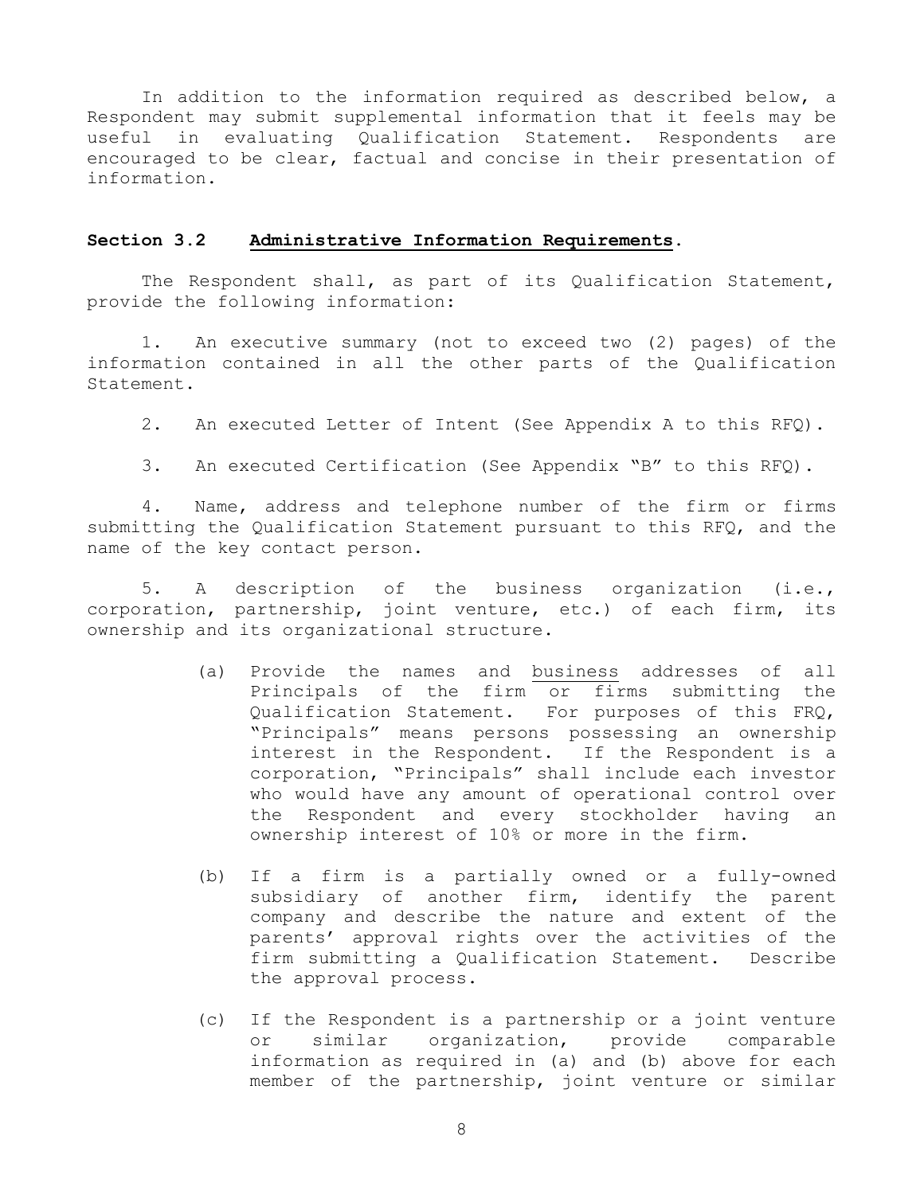In addition to the information required as described below, a Respondent may submit supplemental information that it feels may be useful in evaluating Qualification Statement. Respondents are encouraged to be clear, factual and concise in their presentation of information.

### Section 3.2 <u>Administrative Information Requirements</u>.

The Respondent shall, as part of its Qualification Statement, provide the following information:

1. An executive summary (not to exceed two (2) pages) of the information contained in all the other parts of the Qualification Statement.

2. An executed Letter of Intent (See Appendix A to this RFQ).

3. An executed Certification (See Appendix "B" to this RFQ).

4. Name, address and telephone number of the firm or firms submitting the Qualification Statement pursuant to this RFQ, and the name of the key contact person.

5. A description of the business organization (i.e., corporation, partnership, joint venture, etc.) of each firm, its ownership and its organizational structure.

   (a) Provide the names and <u>business</u> addresses of all Principals of the firm or firms submitting the Qualification Statement. For purposes of this FRQ, "Principals" means persons possessing an ownership interest in the Respondent. If the Respondent is a corporation, "Principals" shall include each investor who would have any amount of operational control over the Respondent and every stockholder having an ownership interest of 10% or more in the firm.

   (b) If a firm is a partially owned or a fully-owned subsidiary of another firm, identify the parent company and describe the nature and extent of the parents' approval rights over the activities of the firm submitting a Qualification Statement. Describe the approval process.

   (c) If the Respondent is a partnership or a joint venture or similar organization, provide comparable information as required in (a) and (b) above for each member of the partnership, joint venture or similar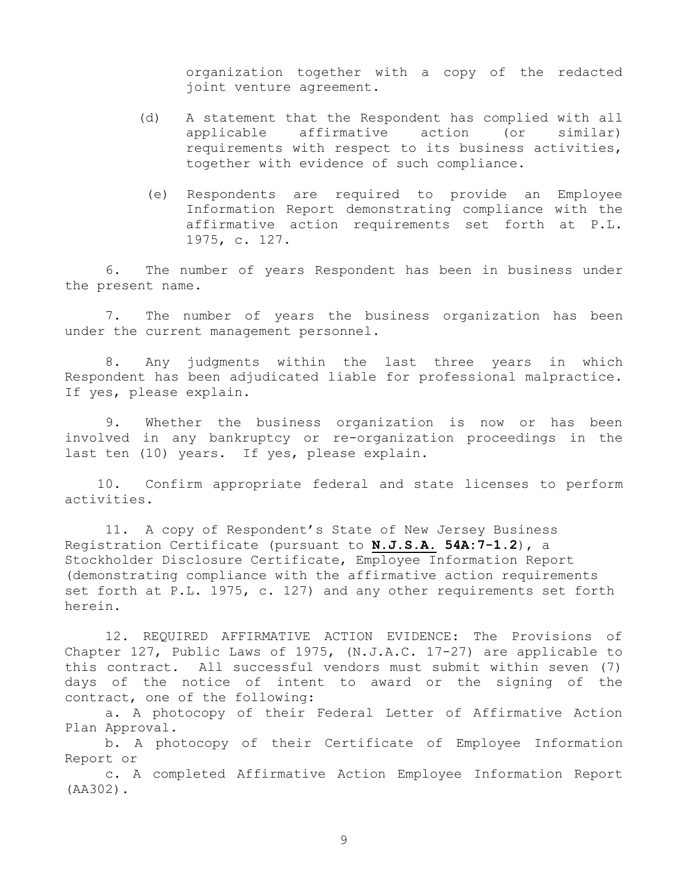organization together with a copy of the redacted joint venture agreement.

(d) A statement that the Respondent has complied with all applicable affirmative action (or similar) requirements with respect to its business activities, together with evidence of such compliance.

(e) Respondents are required to provide an Employee Information Report demonstrating compliance with the affirmative action requirements set forth at P.L. 1975, c. 127.

6. The number of years Respondent has been in business under the present name.

7. The number of years the business organization has been under the current management personnel.

8. Any judgments within the last three years in which Respondent has been adjudicated liable for professional malpractice. If yes, please explain.

9. Whether the business organization is now or has been involved in any bankruptcy or re-organization proceedings in the last ten (10) years. If yes, please explain.

10. Confirm appropriate federal and state licenses to perform activities.

11. A copy of Respondent's State of New Jersey Business Registration Certificate (pursuant to **N.J.S.A. 54A:7-1.2**), a Stockholder Disclosure Certificate, Employee Information Report (demonstrating compliance with the affirmative action requirements set forth at P.L. 1975, c. 127) and any other requirements set forth herein.

12. REQUIRED AFFIRMATIVE ACTION EVIDENCE: The Provisions of Chapter 127, Public Laws of 1975, (N.J.A.C. 17-27) are applicable to this contract. All successful vendors must submit within seven (7) days of the notice of intent to award or the signing of the contract, one of the following:

a. A photocopy of their Federal Letter of Affirmative Action Plan Approval.

b. A photocopy of their Certificate of Employee Information Report or

c. A completed Affirmative Action Employee Information Report (AA302).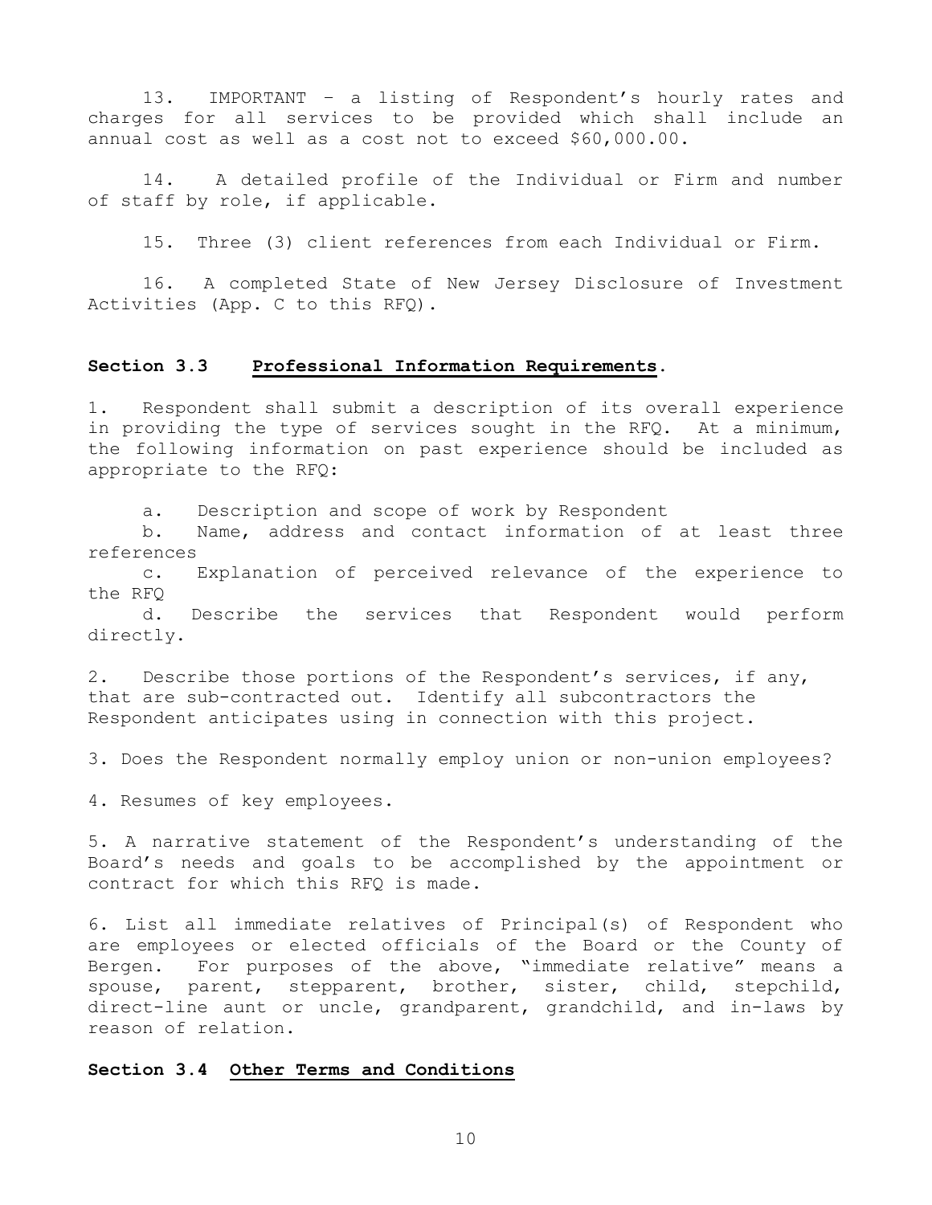13. IMPORTANT – a listing of Respondent's hourly rates and charges for all services to be provided which shall include an annual cost as well as a cost not to exceed $60,000.00.

14. A detailed profile of the Individual or Firm and number of staff by role, if applicable.

15. Three (3) client references from each Individual or Firm.

16. A completed State of New Jersey Disclosure of Investment Activities (App. C to this RFQ).

### Section 3.3 Professional Information Requirements.

1. Respondent shall submit a description of its overall experience in providing the type of services sought in the RFQ. At a minimum, the following information on past experience should be included as appropriate to the RFQ:

   a. Description and scope of work by Respondent
   b. Name, address and contact information of at least three references
   c. Explanation of perceived relevance of the experience to the RFQ
   d. Describe the services that Respondent would perform directly.

2. Describe those portions of the Respondent's services, if any, that are sub-contracted out. Identify all subcontractors the Respondent anticipates using in connection with this project.

3. Does the Respondent normally employ union or non-union employees?

4. Resumes of key employees.

5. A narrative statement of the Respondent's understanding of the Board's needs and goals to be accomplished by the appointment or contract for which this RFQ is made.

6. List all immediate relatives of Principal(s) of Respondent who are employees or elected officials of the Board or the County of Bergen. For purposes of the above, "immediate relative" means a spouse, parent, stepparent, brother, sister, child, stepchild, direct-line aunt or uncle, grandparent, grandchild, and in-laws by reason of relation.

### Section 3.4 Other Terms and Conditions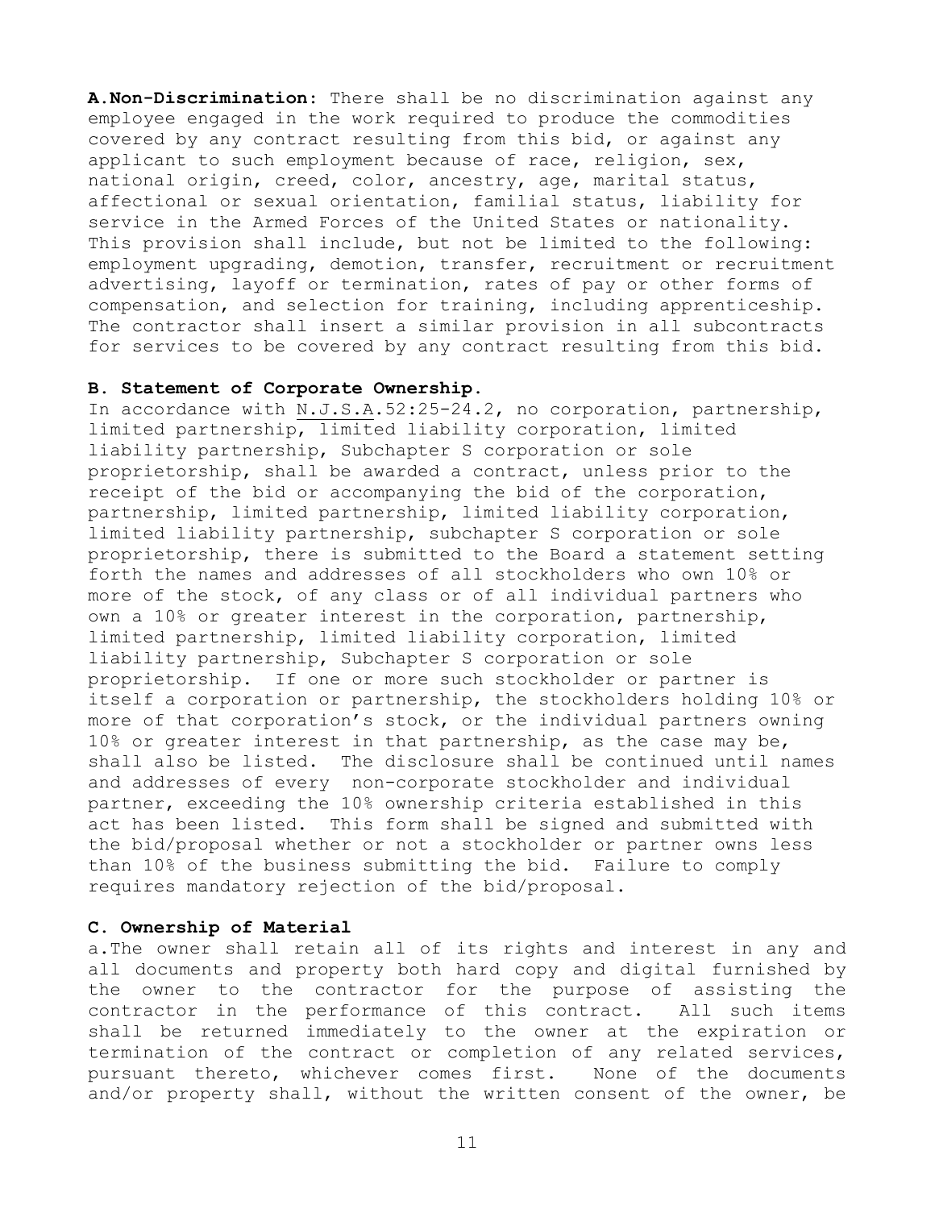**A.Non-Discrimination:** There shall be no discrimination against any employee engaged in the work required to produce the commodities covered by any contract resulting from this bid, or against any applicant to such employment because of race, religion, sex, national origin, creed, color, ancestry, age, marital status, affectional or sexual orientation, familial status, liability for service in the Armed Forces of the United States or nationality. This provision shall include, but not be limited to the following: employment upgrading, demotion, transfer, recruitment or recruitment advertising, layoff or termination, rates of pay or other forms of compensation, and selection for training, including apprenticeship. The contractor shall insert a similar provision in all subcontracts for services to be covered by any contract resulting from this bid.

**B. Statement of Corporate Ownership.**

In accordance with N.J.S.A.52:25-24.2, no corporation, partnership, limited partnership, limited liability corporation, limited liability partnership, Subchapter S corporation or sole proprietorship, shall be awarded a contract, unless prior to the receipt of the bid or accompanying the bid of the corporation, partnership, limited partnership, limited liability corporation, limited liability partnership, subchapter S corporation or sole proprietorship, there is submitted to the Board a statement setting forth the names and addresses of all stockholders who own 10% or more of the stock, of any class or of all individual partners who own a 10% or greater interest in the corporation, partnership, limited partnership, limited liability corporation, limited liability partnership, Subchapter S corporation or sole proprietorship. If one or more such stockholder or partner is itself a corporation or partnership, the stockholders holding 10% or more of that corporation's stock, or the individual partners owning 10% or greater interest in that partnership, as the case may be, shall also be listed. The disclosure shall be continued until names and addresses of every non-corporate stockholder and individual partner, exceeding the 10% ownership criteria established in this act has been listed. This form shall be signed and submitted with the bid/proposal whether or not a stockholder or partner owns less than 10% of the business submitting the bid. Failure to comply requires mandatory rejection of the bid/proposal.

**C. Ownership of Material**

a.The owner shall retain all of its rights and interest in any and all documents and property both hard copy and digital furnished by the owner to the contractor for the purpose of assisting the contractor in the performance of this contract. All such items shall be returned immediately to the owner at the expiration or termination of the contract or completion of any related services, pursuant thereto, whichever comes first. None of the documents and/or property shall, without the written consent of the owner, be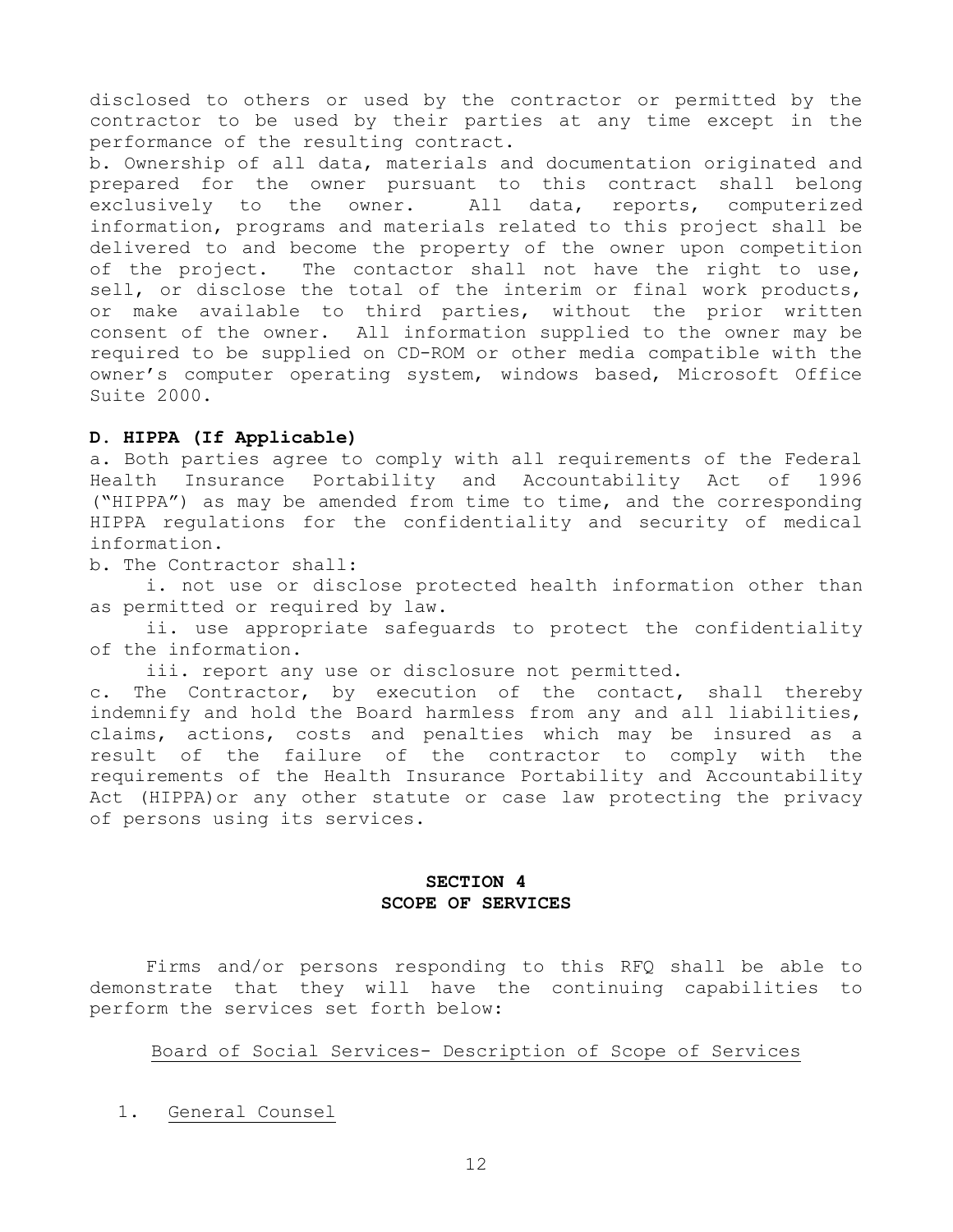disclosed to others or used by the contractor or permitted by the contractor to be used by their parties at any time except in the performance of the resulting contract.

b. Ownership of all data, materials and documentation originated and prepared for the owner pursuant to this contract shall belong exclusively to the owner. All data, reports, computerized information, programs and materials related to this project shall be delivered to and become the property of the owner upon competition of the project. The contactor shall not have the right to use, sell, or disclose the total of the interim or final work products, or make available to third parties, without the prior written consent of the owner. All information supplied to the owner may be required to be supplied on CD-ROM or other media compatible with the owner's computer operating system, windows based, Microsoft Office Suite 2000.

**D. HIPPA (If Applicable)**

a. Both parties agree to comply with all requirements of the Federal Health Insurance Portability and Accountability Act of 1996 ("HIPPA") as may be amended from time to time, and the corresponding HIPPA regulations for the confidentiality and security of medical information.

b. The Contractor shall:

i. not use or disclose protected health information other than as permitted or required by law.

ii. use appropriate safeguards to protect the confidentiality of the information.

iii. report any use or disclosure not permitted.

c. The Contractor, by execution of the contact, shall thereby indemnify and hold the Board harmless from any and all liabilities, claims, actions, costs and penalties which may be insured as a result of the failure of the contractor to comply with the requirements of the Health Insurance Portability and Accountability Act (HIPPA)or any other statute or case law protecting the privacy of persons using its services.

## SECTION 4
## SCOPE OF SERVICES

Firms and/or persons responding to this RFQ shall be able to demonstrate that they will have the continuing capabilities to perform the services set forth below:

Board of Social Services- Description of Scope of Services

1. General Counsel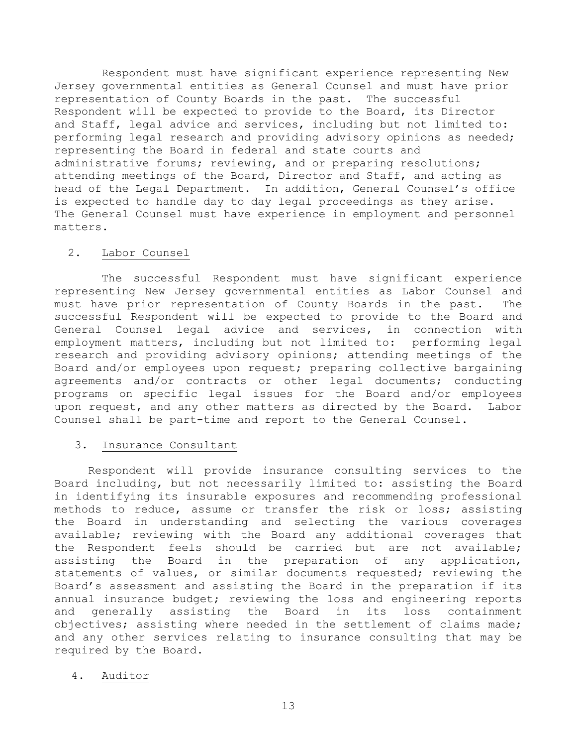Respondent must have significant experience representing New Jersey governmental entities as General Counsel and must have prior representation of County Boards in the past. The successful Respondent will be expected to provide to the Board, its Director and Staff, legal advice and services, including but not limited to: performing legal research and providing advisory opinions as needed; representing the Board in federal and state courts and administrative forums; reviewing, and or preparing resolutions; attending meetings of the Board, Director and Staff, and acting as head of the Legal Department. In addition, General Counsel's office is expected to handle day to day legal proceedings as they arise. The General Counsel must have experience in employment and personnel matters.

2. Labor Counsel

The successful Respondent must have significant experience representing New Jersey governmental entities as Labor Counsel and must have prior representation of County Boards in the past. The successful Respondent will be expected to provide to the Board and General Counsel legal advice and services, in connection with employment matters, including but not limited to: performing legal research and providing advisory opinions; attending meetings of the Board and/or employees upon request; preparing collective bargaining agreements and/or contracts or other legal documents; conducting programs on specific legal issues for the Board and/or employees upon request, and any other matters as directed by the Board. Labor Counsel shall be part-time and report to the General Counsel.

3. Insurance Consultant

Respondent will provide insurance consulting services to the Board including, but not necessarily limited to: assisting the Board in identifying its insurable exposures and recommending professional methods to reduce, assume or transfer the risk or loss; assisting the Board in understanding and selecting the various coverages available; reviewing with the Board any additional coverages that the Respondent feels should be carried but are not available; assisting the Board in the preparation of any application, statements of values, or similar documents requested; reviewing the Board's assessment and assisting the Board in the preparation if its annual insurance budget; reviewing the loss and engineering reports and generally assisting the Board in its loss containment objectives; assisting where needed in the settlement of claims made; and any other services relating to insurance consulting that may be required by the Board.

4. Auditor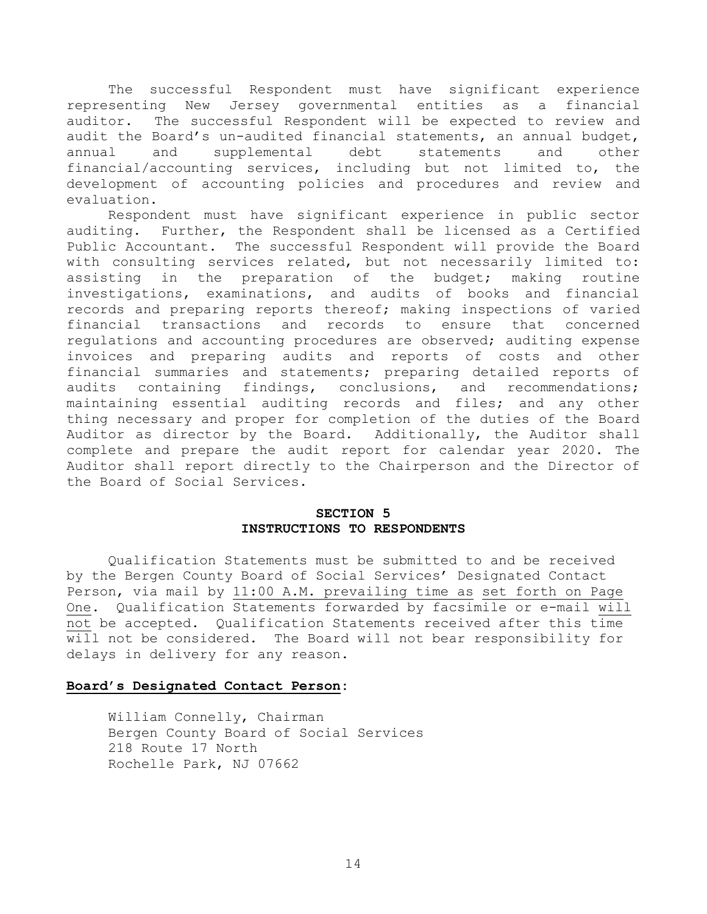The successful Respondent must have significant experience representing New Jersey governmental entities as a financial auditor. The successful Respondent will be expected to review and audit the Board's un-audited financial statements, an annual budget, annual and supplemental debt statements and other financial/accounting services, including but not limited to, the development of accounting policies and procedures and review and evaluation.

Respondent must have significant experience in public sector auditing. Further, the Respondent shall be licensed as a Certified Public Accountant. The successful Respondent will provide the Board with consulting services related, but not necessarily limited to: assisting in the preparation of the budget; making routine investigations, examinations, and audits of books and financial records and preparing reports thereof; making inspections of varied financial transactions and records to ensure that concerned regulations and accounting procedures are observed; auditing expense invoices and preparing audits and reports of costs and other financial summaries and statements; preparing detailed reports of audits containing findings, conclusions, and recommendations; maintaining essential auditing records and files; and any other thing necessary and proper for completion of the duties of the Board Auditor as director by the Board. Additionally, the Auditor shall complete and prepare the audit report for calendar year 2020. The Auditor shall report directly to the Chairperson and the Director of the Board of Social Services.

## SECTION 5
## INSTRUCTIONS TO RESPONDENTS

Qualification Statements must be submitted to and be received by the Bergen County Board of Social Services' Designated Contact Person, via mail by 11:00 A.M. prevailing time as set forth on Page One. Qualification Statements forwarded by facsimile or e-mail will not be accepted. Qualification Statements received after this time will not be considered. The Board will not bear responsibility for delays in delivery for any reason.

**Board's Designated Contact Person:**

William Connelly, Chairman
Bergen County Board of Social Services
218 Route 17 North
Rochelle Park, NJ 07662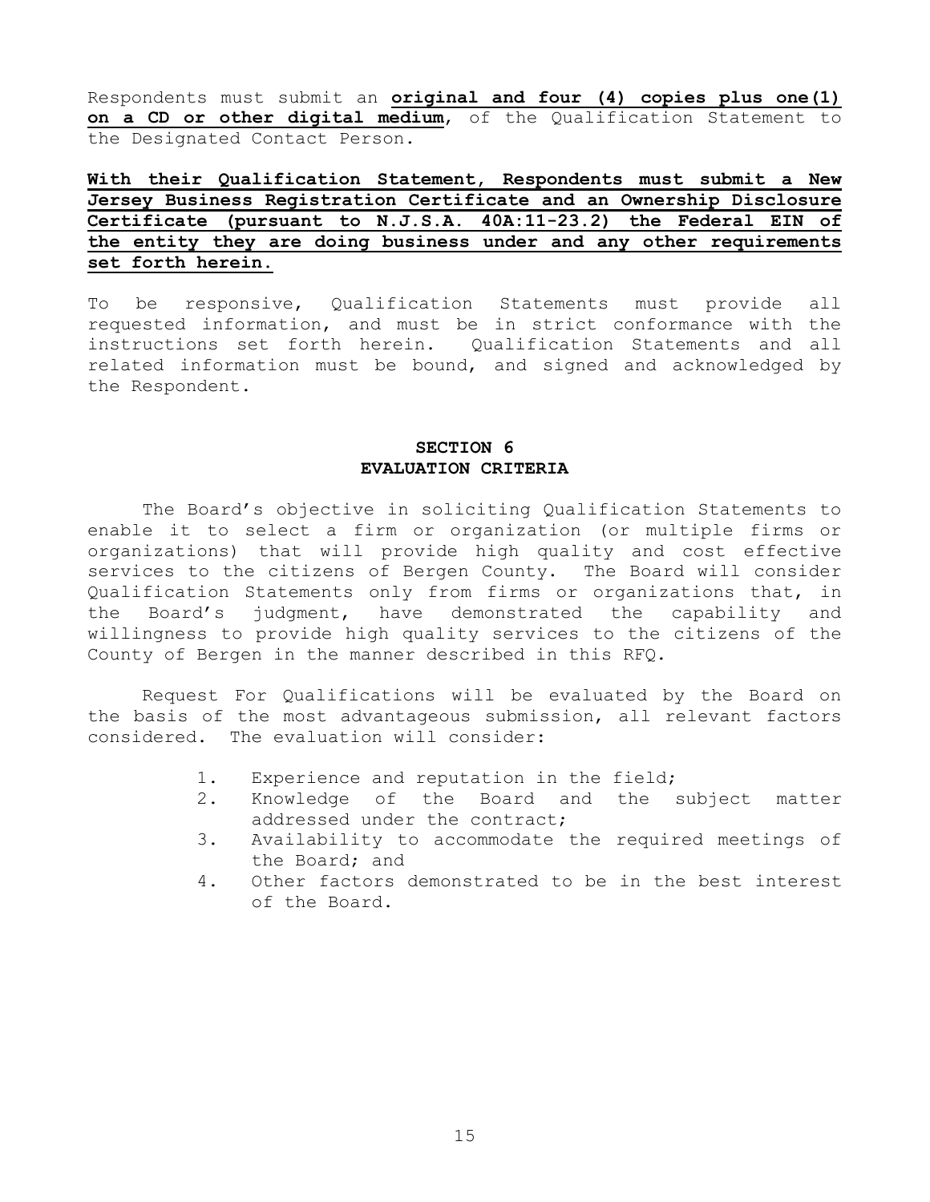Respondents must submit an **original and four (4) copies plus one(1) on a CD or other digital medium**, of the Qualification Statement to the Designated Contact Person.

**With their Qualification Statement, Respondents must submit a New Jersey Business Registration Certificate and an Ownership Disclosure Certificate (pursuant to N.J.S.A. 40A:11-23.2) the Federal EIN of the entity they are doing business under and any other requirements set forth herein.**

To be responsive, Qualification Statements must provide all requested information, and must be in strict conformance with the instructions set forth herein. Qualification Statements and all related information must be bound, and signed and acknowledged by the Respondent.

## SECTION 6
## EVALUATION CRITERIA

The Board's objective in soliciting Qualification Statements to enable it to select a firm or organization (or multiple firms or organizations) that will provide high quality and cost effective services to the citizens of Bergen County. The Board will consider Qualification Statements only from firms or organizations that, in the Board's judgment, have demonstrated the capability and willingness to provide high quality services to the citizens of the County of Bergen in the manner described in this RFQ.

Request For Qualifications will be evaluated by the Board on the basis of the most advantageous submission, all relevant factors considered. The evaluation will consider:

1. Experience and reputation in the field;
2. Knowledge of the Board and the subject matter addressed under the contract;
3. Availability to accommodate the required meetings of the Board; and
4. Other factors demonstrated to be in the best interest of the Board.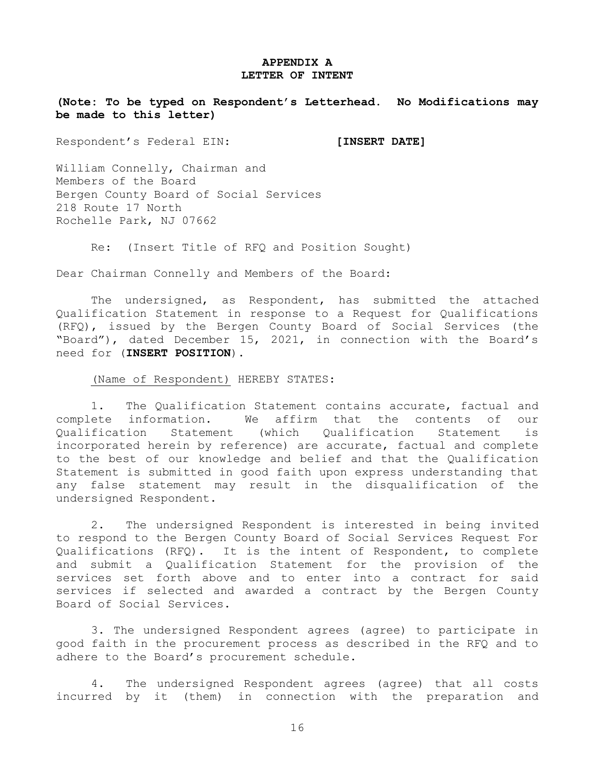# APPENDIX A
## LETTER OF INTENT

**(Note: To be typed on Respondent's Letterhead. No Modifications may be made to this letter)**

Respondent's Federal EIN: **[INSERT DATE]**

William Connelly, Chairman and
Members of the Board
Bergen County Board of Social Services
218 Route 17 North
Rochelle Park, NJ 07662

Re: (Insert Title of RFQ and Position Sought)

Dear Chairman Connelly and Members of the Board:

The undersigned, as Respondent, has submitted the attached Qualification Statement in response to a Request for Qualifications (RFQ), issued by the Bergen County Board of Social Services (the "Board"), dated December 15, 2021, in connection with the Board's need for (**INSERT POSITION**).

(Name of Respondent) HEREBY STATES:

1. The Qualification Statement contains accurate, factual and complete information. We affirm that the contents of our Qualification Statement (which Qualification Statement is incorporated herein by reference) are accurate, factual and complete to the best of our knowledge and belief and that the Qualification Statement is submitted in good faith upon express understanding that any false statement may result in the disqualification of the undersigned Respondent.

2. The undersigned Respondent is interested in being invited to respond to the Bergen County Board of Social Services Request For Qualifications (RFQ). It is the intent of Respondent, to complete and submit a Qualification Statement for the provision of the services set forth above and to enter into a contract for said services if selected and awarded a contract by the Bergen County Board of Social Services.

3. The undersigned Respondent agrees (agree) to participate in good faith in the procurement process as described in the RFQ and to adhere to the Board's procurement schedule.

4. The undersigned Respondent agrees (agree) that all costs incurred by it (them) in connection with the preparation and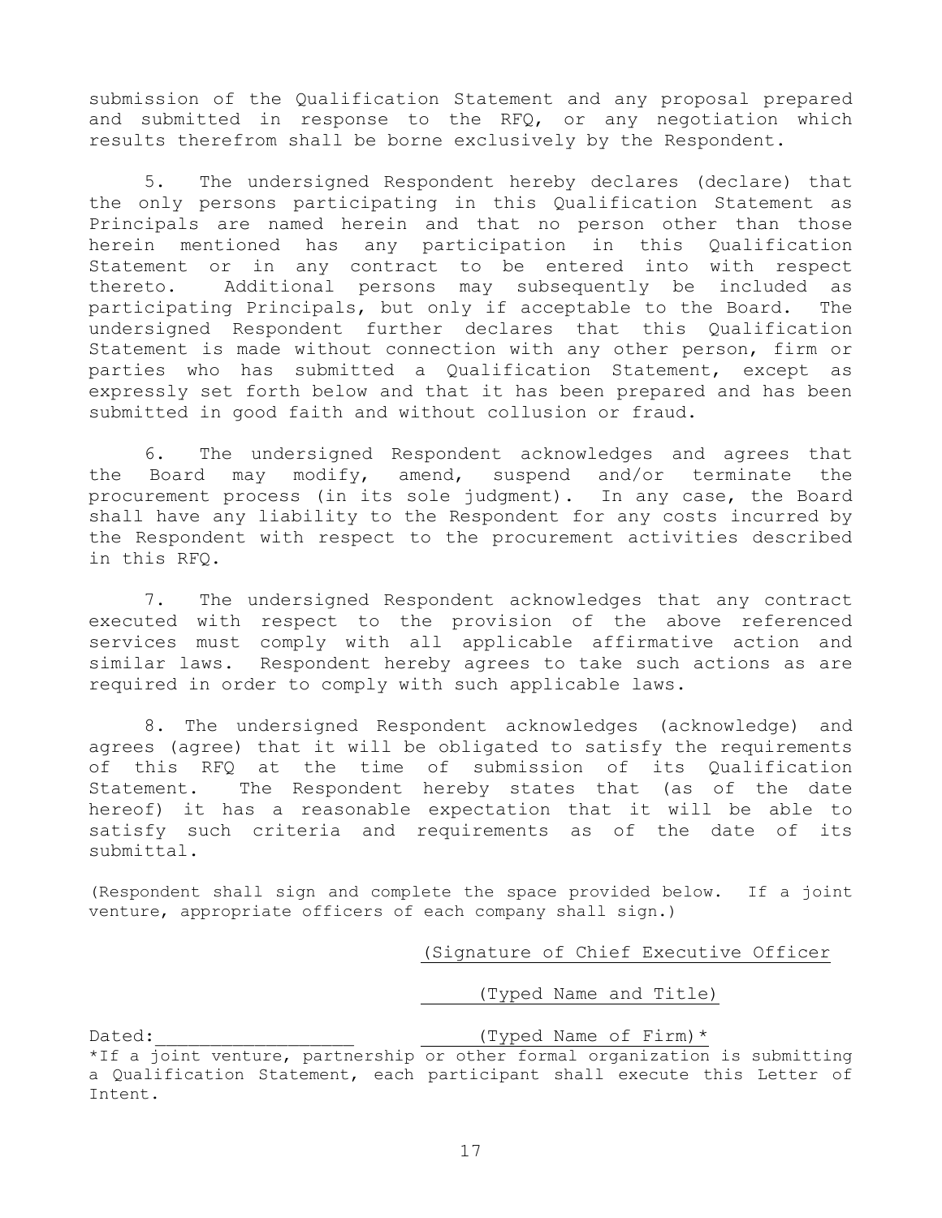submission of the Qualification Statement and any proposal prepared and submitted in response to the RFQ, or any negotiation which results therefrom shall be borne exclusively by the Respondent.

5. The undersigned Respondent hereby declares (declare) that the only persons participating in this Qualification Statement as Principals are named herein and that no person other than those herein mentioned has any participation in this Qualification Statement or in any contract to be entered into with respect thereto. Additional persons may subsequently be included as participating Principals, but only if acceptable to the Board. The undersigned Respondent further declares that this Qualification Statement is made without connection with any other person, firm or parties who has submitted a Qualification Statement, except as expressly set forth below and that it has been prepared and has been submitted in good faith and without collusion or fraud.

6. The undersigned Respondent acknowledges and agrees that the Board may modify, amend, suspend and/or terminate the procurement process (in its sole judgment). In any case, the Board shall have any liability to the Respondent for any costs incurred by the Respondent with respect to the procurement activities described in this RFQ.

7. The undersigned Respondent acknowledges that any contract executed with respect to the provision of the above referenced services must comply with all applicable affirmative action and similar laws. Respondent hereby agrees to take such actions as are required in order to comply with such applicable laws.

8. The undersigned Respondent acknowledges (acknowledge) and agrees (agree) that it will be obligated to satisfy the requirements of this RFQ at the time of submission of its Qualification Statement. The Respondent hereby states that (as of the date hereof) it has a reasonable expectation that it will be able to satisfy such criteria and requirements as of the date of its submittal.

(Respondent shall sign and complete the space provided below. If a joint venture, appropriate officers of each company shall sign.)

(Signature of Chief Executive Officer

(Typed Name and Title)

Dated:__________________ (Typed Name of Firm)*

*If a joint venture, partnership or other formal organization is submitting a Qualification Statement, each participant shall execute this Letter of Intent.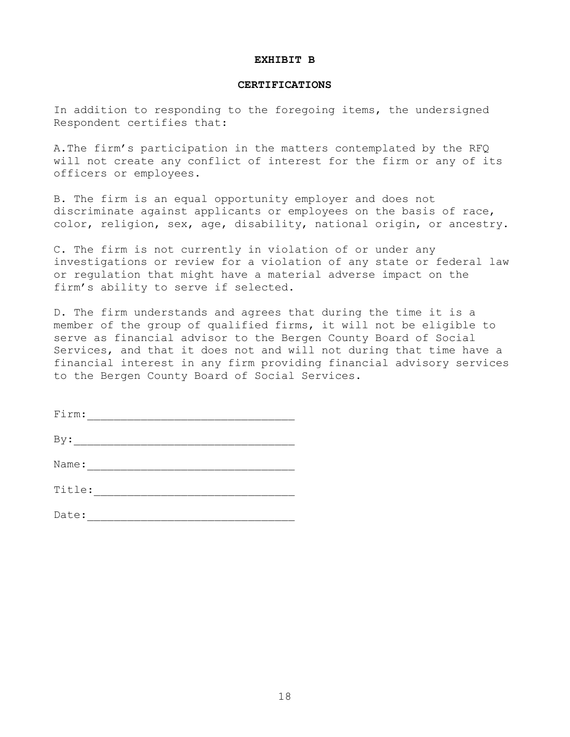**EXHIBIT B**

**CERTIFICATIONS**

In addition to responding to the foregoing items, the undersigned Respondent certifies that:

A.The firm's participation in the matters contemplated by the RFQ will not create any conflict of interest for the firm or any of its officers or employees.

B. The firm is an equal opportunity employer and does not discriminate against applicants or employees on the basis of race, color, religion, sex, age, disability, national origin, or ancestry.

C. The firm is not currently in violation of or under any investigations or review for a violation of any state or federal law or regulation that might have a material adverse impact on the firm's ability to serve if selected.

D. The firm understands and agrees that during the time it is a member of the group of qualified firms, it will not be eligible to serve as financial advisor to the Bergen County Board of Social Services, and that it does not and will not during that time have a financial interest in any firm providing financial advisory services to the Bergen County Board of Social Services.

Firm:______________________________

By:________________________________

Name:______________________________

Title:_____________________________

Date:______________________________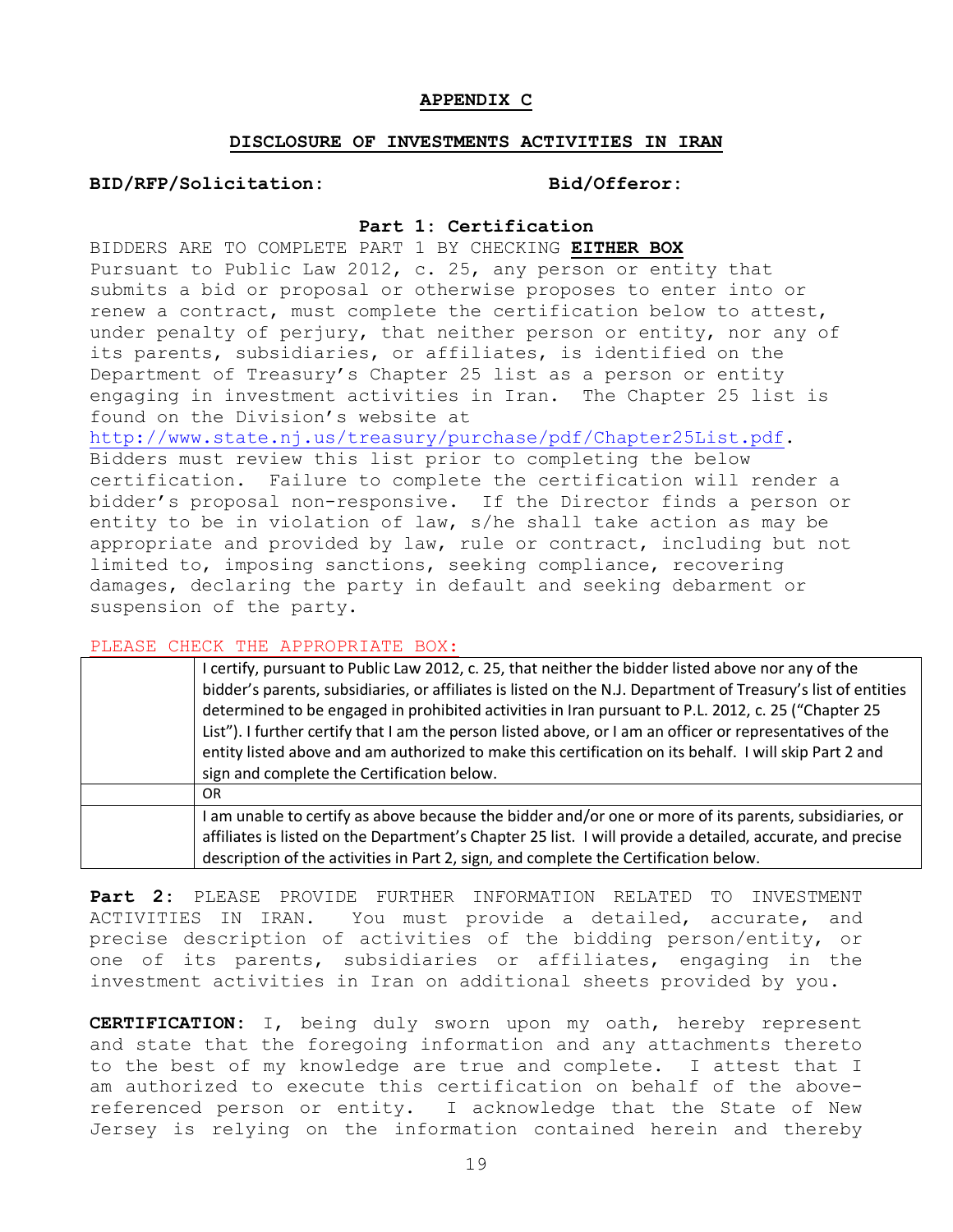# APPENDIX C

## DISCLOSURE OF INVESTMENTS ACTIVITIES IN IRAN

**BID/RFP/Solicitation:** **Bid/Offeror:**

### Part 1: Certification

BIDDERS ARE TO COMPLETE PART 1 BY CHECKING **EITHER BOX**
Pursuant to Public Law 2012, c. 25, any person or entity that submits a bid or proposal or otherwise proposes to enter into or renew a contract, must complete the certification below to attest, under penalty of perjury, that neither person or entity, nor any of its parents, subsidiaries, or affiliates, is identified on the Department of Treasury's Chapter 25 list as a person or entity engaging in investment activities in Iran. The Chapter 25 list is found on the Division's website at http://www.state.nj.us/treasury/purchase/pdf/Chapter25List.pdf. Bidders must review this list prior to completing the below certification. Failure to complete the certification will render a bidder's proposal non-responsive. If the Director finds a person or entity to be in violation of law, s/he shall take action as may be appropriate and provided by law, rule or contract, including but not limited to, imposing sanctions, seeking compliance, recovering damages, declaring the party in default and seeking debarment or suspension of the party.

PLEASE CHECK THE APPROPRIATE BOX:

| | |
|---|---|
| | I certify, pursuant to Public Law 2012, c. 25, that neither the bidder listed above nor any of the bidder's parents, subsidiaries, or affiliates is listed on the N.J. Department of Treasury's list of entities determined to be engaged in prohibited activities in Iran pursuant to P.L. 2012, c. 25 ("Chapter 25 List"). I further certify that I am the person listed above, or I am an officer or representatives of the entity listed above and am authorized to make this certification on its behalf. I will skip Part 2 and sign and complete the Certification below. |
| | OR |
| | I am unable to certify as above because the bidder and/or one or more of its parents, subsidiaries, or affiliates is listed on the Department's Chapter 25 list. I will provide a detailed, accurate, and precise description of the activities in Part 2, sign, and complete the Certification below. |

**Part 2:** PLEASE PROVIDE FURTHER INFORMATION RELATED TO INVESTMENT ACTIVITIES IN IRAN. You must provide a detailed, accurate, and precise description of activities of the bidding person/entity, or one of its parents, subsidiaries or affiliates, engaging in the investment activities in Iran on additional sheets provided by you.

**CERTIFICATION:** I, being duly sworn upon my oath, hereby represent and state that the foregoing information and any attachments thereto to the best of my knowledge are true and complete. I attest that I am authorized to execute this certification on behalf of the above-referenced person or entity. I acknowledge that the State of New Jersey is relying on the information contained herein and thereby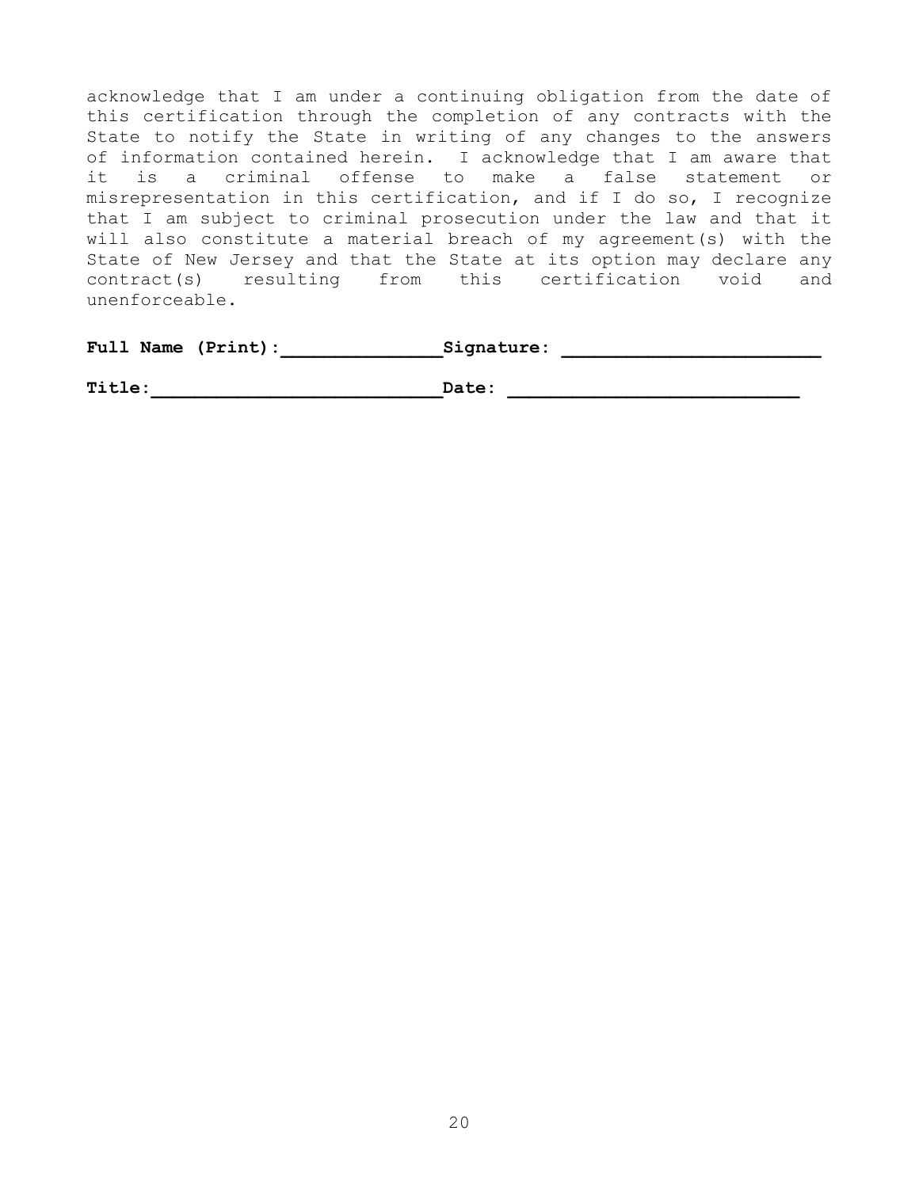acknowledge that I am under a continuing obligation from the date of this certification through the completion of any contracts with the State to notify the State in writing of any changes to the answers of information contained herein. I acknowledge that I am aware that it is a criminal offense to make a false statement or misrepresentation in this certification, and if I do so, I recognize that I am subject to criminal prosecution under the law and that it will also constitute a material breach of my agreement(s) with the State of New Jersey and that the State at its option may declare any contract(s) resulting from this certification void and unenforceable.

**Full Name (Print):**_______________ **Signature:** ________________________

**Title:**___________________________ **Date:** ___________________________